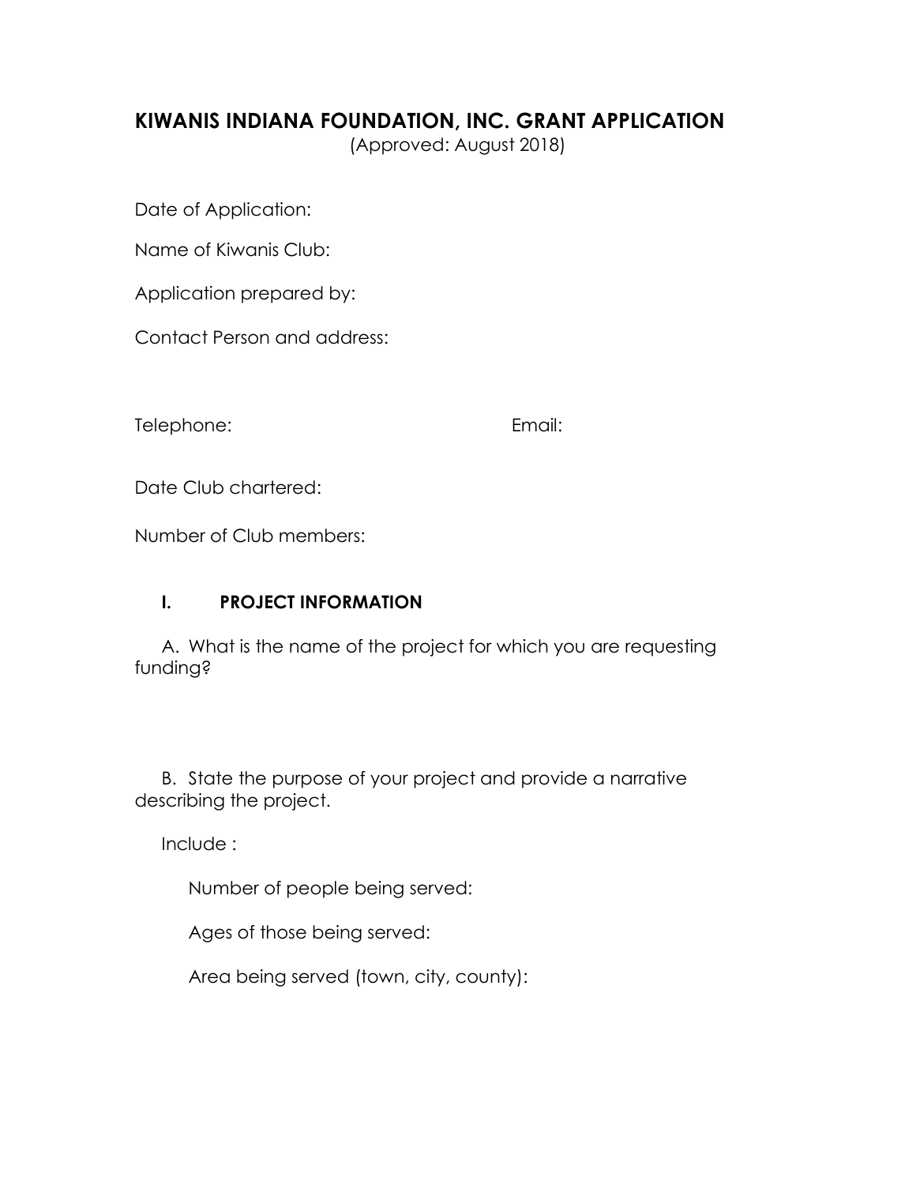# KIWANIS INDIANA FOUNDATION, INC. GRANT APPLICATION

(Approved: August 2018)

Date of Application:

Name of Kiwanis Club:

Application prepared by:

Contact Person and address:

Telephone: Email:

Date Club chartered:

Number of Club members:

## I. PROJECT INFORMATION

A. What is the name of the project for which you are requesting funding?

B. State the purpose of your project and provide a narrative describing the project.

Include :

Number of people being served:

Ages of those being served:

Area being served (town, city, county):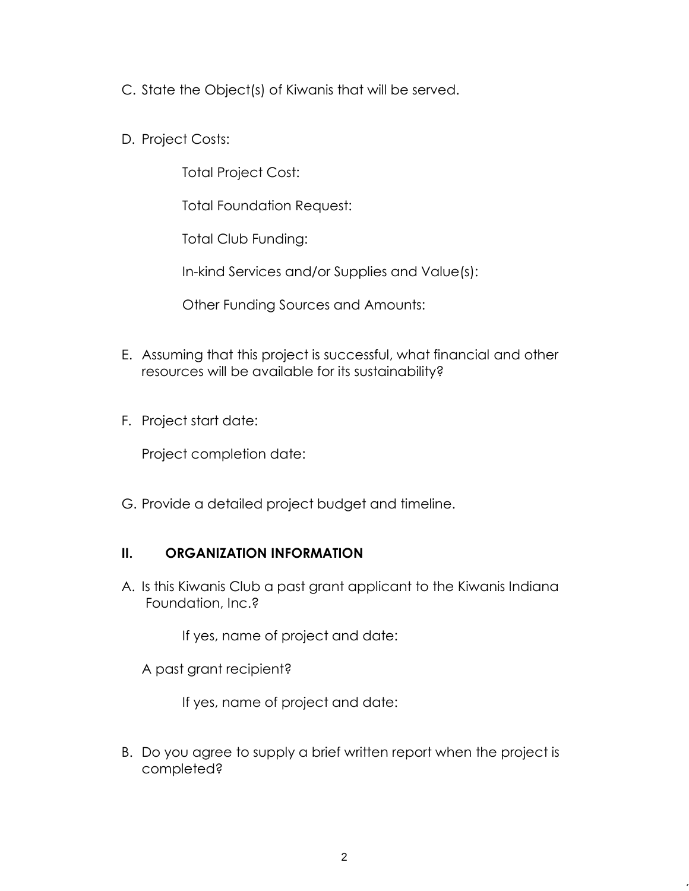C. State the Object(s) of Kiwanis that will be served.

D. Project Costs:

    Total Project Cost:

    Total Foundation Request:

    Total Club Funding:

    In-kind Services and/or Supplies and Value(s):

    Other Funding Sources and Amounts:

E. Assuming that this project is successful, what financial and other resources will be available for its sustainability?

F. Project start date:

   Project completion date:

G. Provide a detailed project budget and timeline.

## II. ORGANIZATION INFORMATION

A. Is this Kiwanis Club a past grant applicant to the Kiwanis Indiana Foundation, Inc.?

    If yes, name of project and date:

   A past grant recipient?

    If yes, name of project and date:

B. Do you agree to supply a brief written report when the project is completed?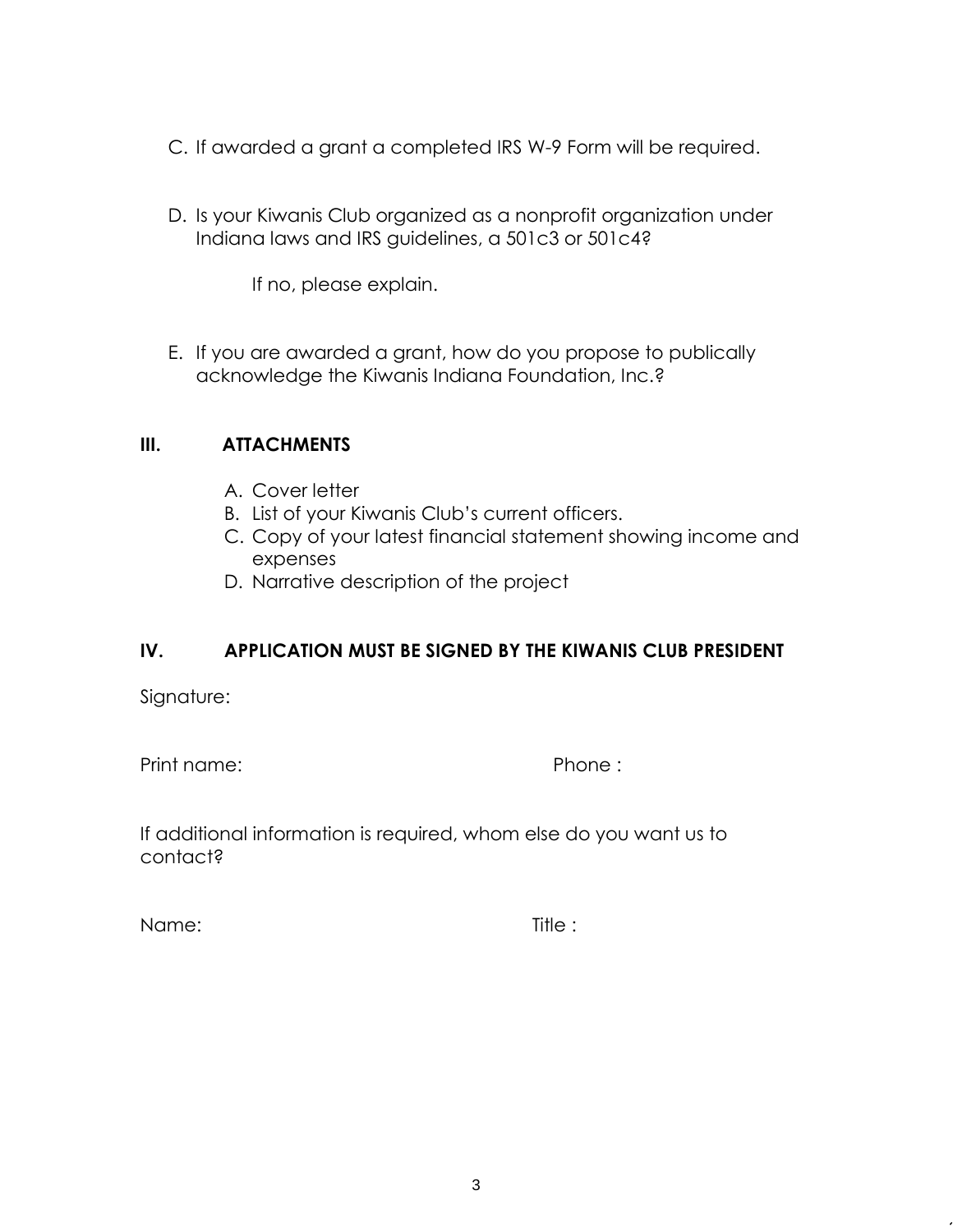C. If awarded a grant a completed IRS W-9 Form will be required.

D. Is your Kiwanis Club organized as a nonprofit organization under Indiana laws and IRS guidelines, a 501c3 or 501c4?

If no, please explain.

E. If you are awarded a grant, how do you propose to publically acknowledge the Kiwanis Indiana Foundation, Inc.?

## III. ATTACHMENTS

A. Cover letter
B. List of your Kiwanis Club's current officers.
C. Copy of your latest financial statement showing income and expenses
D. Narrative description of the project

## IV. APPLICATION MUST BE SIGNED BY THE KIWANIS CLUB PRESIDENT

Signature:

Print name: Phone :

If additional information is required, whom else do you want us to contact?

Name: Title :